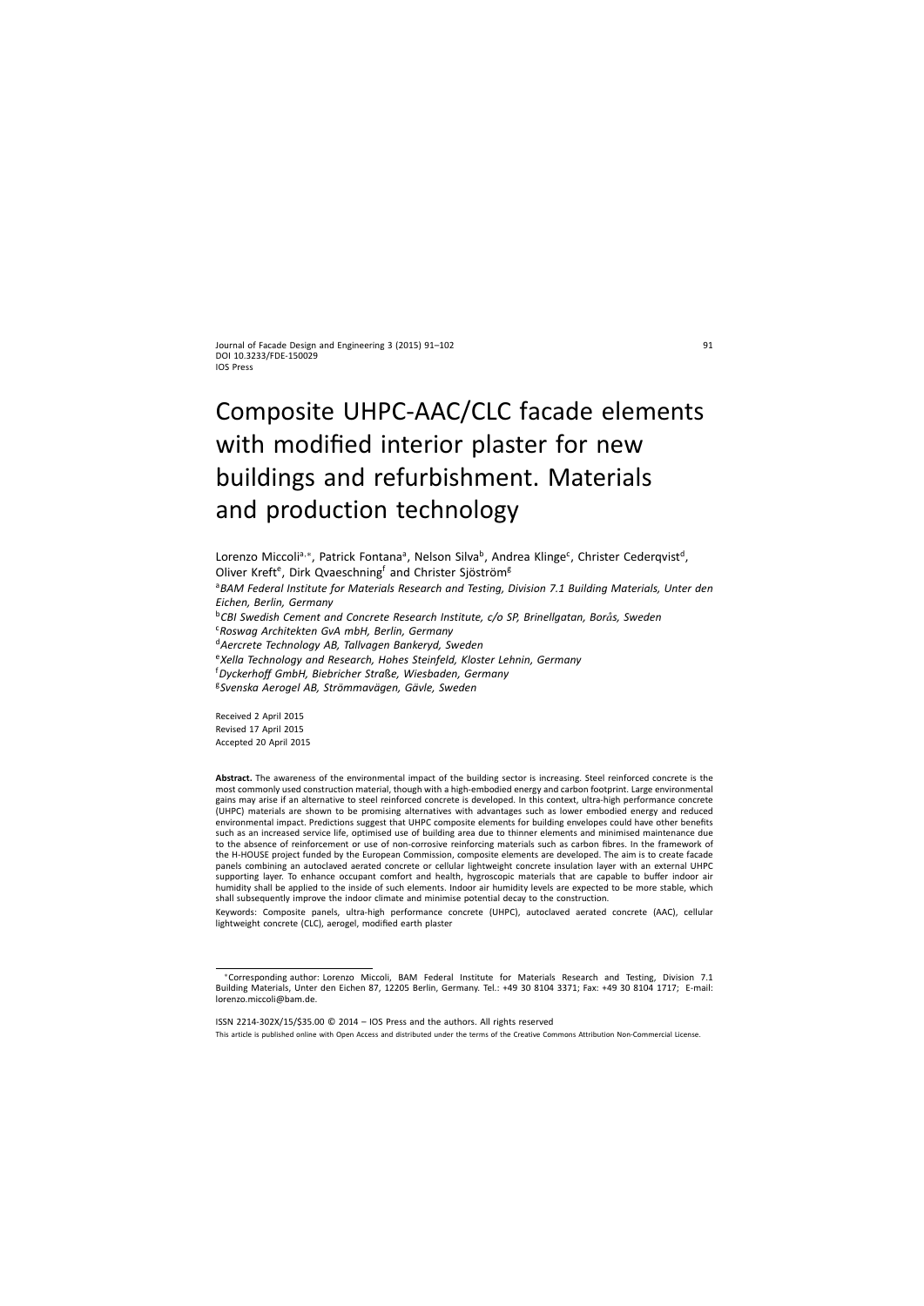# Composite UHPC-AAC/CLC facade elements with modified interior plaster for new buildings and refurbishment. Materials and production technology

Lorenzo Miccoli[a,*], Patrick Fontana[a], Nelson Silva[b], Andrea Klinge[c], Christer Cederqvist[d], Oliver Kreft[e], Dirk Qvaeschning[f] and Christer Sjöström[g]

[a]*BAM Federal Institute for Materials Research and Testing, Division 7.1 Building Materials, Unter den Eichen, Berlin, Germany*

[b]*CBI Swedish Cement and Concrete Research Institute, c/o SP, Brinellgatan, Borås, Sweden*

[c]*Roswag Architekten GvA mbH, Berlin, Germany*

[d]*Aercrete Technology AB, Tallvagen Bankeryd, Sweden*

[e]*Xella Technology and Research, Hohes Steinfeld, Kloster Lehnin, Germany*

[f]*Dyckerhoff GmbH, Biebricher Straße, Wiesbaden, Germany*

[g]*Svenska Aerogel AB, Strömmavägen, Gävle, Sweden*

Received 2 April 2015
Revised 17 April 2015
Accepted 20 April 2015

**Abstract.** The awareness of the environmental impact of the building sector is increasing. Steel reinforced concrete is the most commonly used construction material, though with a high-embodied energy and carbon footprint. Large environmental gains may arise if an alternative to steel reinforced concrete is developed. In this context, ultra-high performance concrete (UHPC) materials are shown to be promising alternatives with advantages such as lower embodied energy and reduced environmental impact. Predictions suggest that UHPC composite elements for building envelopes could have other benefits such as an increased service life, optimised use of building area due to thinner elements and minimised maintenance due to the absence of reinforcement or use of non-corrosive reinforcing materials such as carbon fibres. In the framework of the H-HOUSE project funded by the European Commission, composite elements are developed. The aim is to create facade panels combining an autoclaved aerated concrete or cellular lightweight concrete insulation layer with an external UHPC supporting layer. To enhance occupant comfort and health, hygroscopic materials that are capable to buffer indoor air humidity shall be applied to the inside of such elements. Indoor air humidity levels are expected to be more stable, which shall subsequently improve the indoor climate and minimise potential decay to the construction.

Keywords: Composite panels, ultra-high performance concrete (UHPC), autoclaved aerated concrete (AAC), cellular lightweight concrete (CLC), aerogel, modified earth plaster

*Corresponding author: Lorenzo Miccoli, BAM Federal Institute for Materials Research and Testing, Division 7.1 Building Materials, Unter den Eichen 87, 12205 Berlin, Germany. Tel.: +49 30 8104 3371; Fax: +49 30 8104 1717; E-mail: lorenzo.miccoli@bam.de.

ISSN 2214-302X/15/$35.00 © 2014 – IOS Press and the authors. All rights reserved

This article is published online with Open Access and distributed under the terms of the Creative Commons Attribution Non-Commercial License.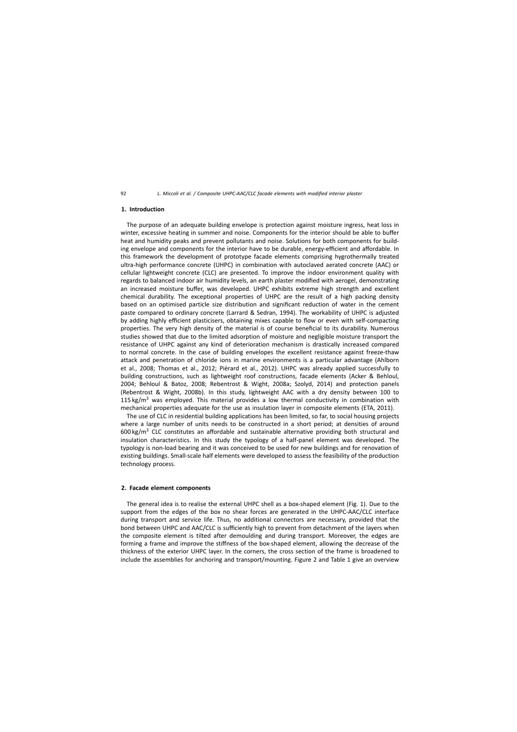## 1. Introduction

The purpose of an adequate building envelope is protection against moisture ingress, heat loss in winter, excessive heating in summer and noise. Components for the interior should be able to buffer heat and humidity peaks and prevent pollutants and noise. Solutions for both components for building envelope and components for the interior have to be durable, energy-efficient and affordable. In this framework the development of prototype facade elements comprising hygrothermally treated ultra-high performance concrete (UHPC) in combination with autoclaved aerated concrete (AAC) or cellular lightweight concrete (CLC) are presented. To improve the indoor environment quality with regards to balanced indoor air humidity levels, an earth plaster modified with aerogel, demonstrating an increased moisture buffer, was developed. UHPC exhibits extreme high strength and excellent chemical durability. The exceptional properties of UHPC are the result of a high packing density based on an optimised particle size distribution and significant reduction of water in the cement paste compared to ordinary concrete (Larrard & Sedran, 1994). The workability of UHPC is adjusted by adding highly efficient plasticisers, obtaining mixes capable to flow or even with self-compacting properties. The very high density of the material is of course beneficial to its durability. Numerous studies showed that due to the limited adsorption of moisture and negligible moisture transport the resistance of UHPC against any kind of deterioration mechanism is drastically increased compared to normal concrete. In the case of building envelopes the excellent resistance against freeze-thaw attack and penetration of chloride ions in marine environments is a particular advantage (Ahlborn et al., 2008; Thomas et al., 2012; Piérard et al., 2012). UHPC was already applied successfully to building constructions, such as lightweight roof constructions, facade elements (Acker & Behloul, 2004; Behloul & Batoz, 2008; Rebentrost & Wight, 2008a; Szolyd, 2014) and protection panels (Rebentrost & Wight, 2008b). In this study, lightweight AAC with a dry density between 100 to 115 kg/m$^3$ was employed. This material provides a low thermal conductivity in combination with mechanical properties adequate for the use as insulation layer in composite elements (ETA, 2011).

The use of CLC in residential building applications has been limited, so far, to social housing projects where a large number of units needs to be constructed in a short period; at densities of around 600 kg/m$^3$ CLC constitutes an affordable and sustainable alternative providing both structural and insulation characteristics. In this study the typology of a half-panel element was developed. The typology is non-load bearing and it was conceived to be used for new buildings and for renovation of existing buildings. Small-scale half elements were developed to assess the feasibility of the production technology process.

## 2. Facade element components

The general idea is to realise the external UHPC shell as a box-shaped element (Fig. 1). Due to the support from the edges of the box no shear forces are generated in the UHPC-AAC/CLC interface during transport and service life. Thus, no additional connectors are necessary, provided that the bond between UHPC and AAC/CLC is sufficiently high to prevent from detachment of the layers when the composite element is tilted after demoulding and during transport. Moreover, the edges are forming a frame and improve the stiffness of the box-shaped element, allowing the decrease of the thickness of the exterior UHPC layer. In the corners, the cross section of the frame is broadened to include the assemblies for anchoring and transport/mounting. Figure 2 and Table 1 give an overview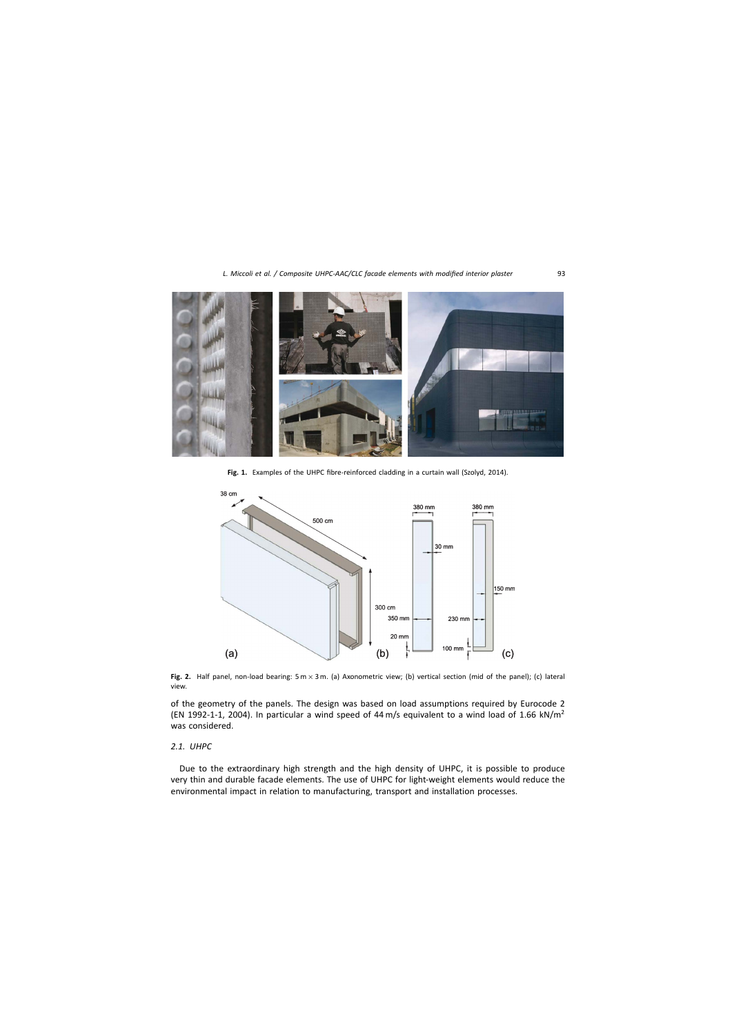Fig. 1. Examples of the UHPC fibre-reinforced cladding in a curtain wall (Szolyd, 2014).

Fig. 2. Half panel, non-load bearing: $5\,\text{m} \times 3\,\text{m}$. (a) Axonometric view; (b) vertical section (mid of the panel); (c) lateral view.

of the geometry of the panels. The design was based on load assumptions required by Eurocode 2 (EN 1992-1-1, 2004). In particular a wind speed of 44 m/s equivalent to a wind load of 1.66 kN/m$^2$ was considered.

### 2.1. UHPC

Due to the extraordinary high strength and the high density of UHPC, it is possible to produce very thin and durable facade elements. The use of UHPC for light-weight elements would reduce the environmental impact in relation to manufacturing, transport and installation processes.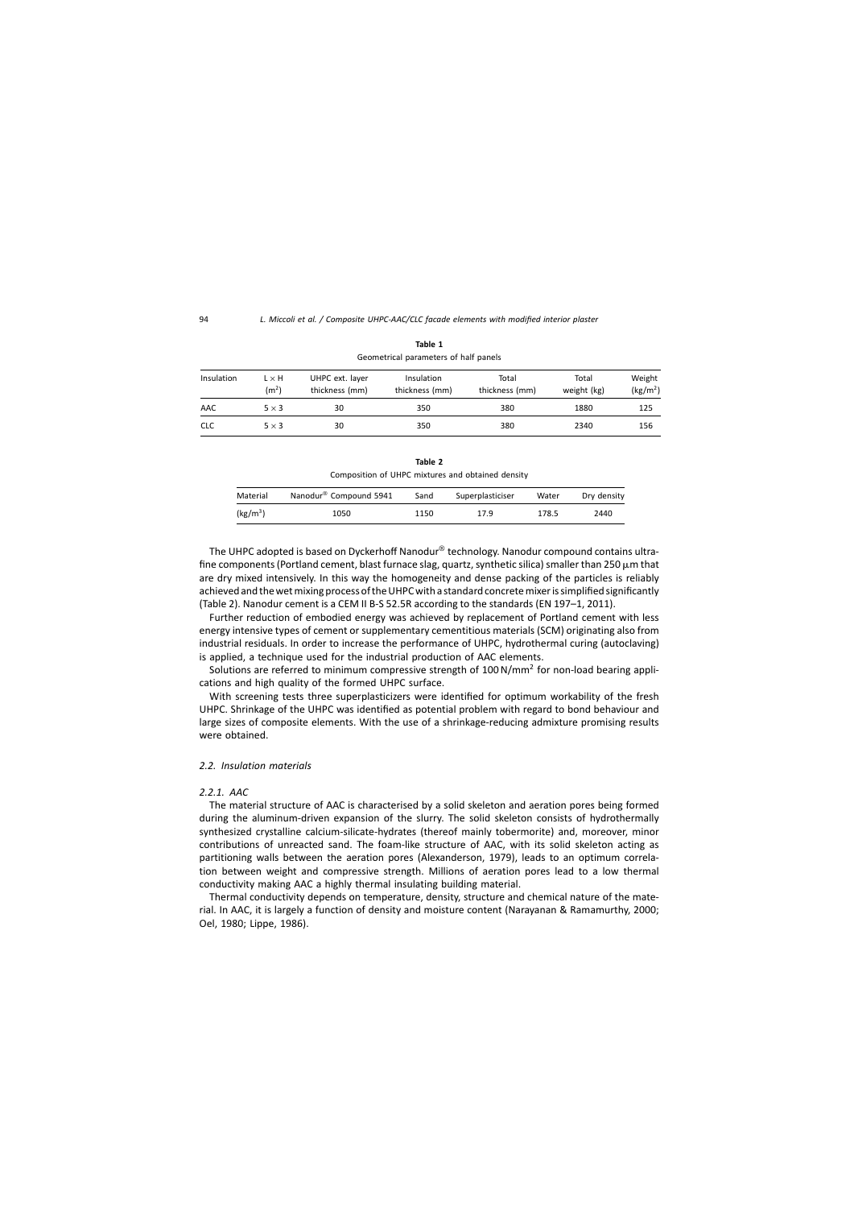Table 1

Geometrical parameters of half panels

| Insulation | L × H ($m^2$) | UHPC ext. layer thickness (mm) | Insulation thickness (mm) | Total thickness (mm) | Total weight (kg) | Weight ($kg/m^2$) |
|---|---|---|---|---|---|---|
| AAC | 5 × 3 | 30 | 350 | 380 | 1880 | 125 |
| CLC | 5 × 3 | 30 | 350 | 380 | 2340 | 156 |

Table 2

Composition of UHPC mixtures and obtained density

| Material | Nanodur® Compound 5941 | Sand | Superplasticiser | Water | Dry density |
|---|---|---|---|---|---|
| ($kg/m^3$) | 1050 | 1150 | 17.9 | 178.5 | 2440 |

The UHPC adopted is based on Dyckerhoff Nanodur® technology. Nanodur compound contains ultra-fine components (Portland cement, blast furnace slag, quartz, synthetic silica) smaller than 250 $\mu$m that are dry mixed intensively. In this way the homogeneity and dense packing of the particles is reliably achieved and the wet mixing process of the UHPC with a standard concrete mixer is simplified significantly (Table 2). Nanodur cement is a CEM II B-S 52.5R according to the standards (EN 197–1, 2011).

Further reduction of embodied energy was achieved by replacement of Portland cement with less energy intensive types of cement or supplementary cementitious materials (SCM) originating also from industrial residuals. In order to increase the performance of UHPC, hydrothermal curing (autoclaving) is applied, a technique used for the industrial production of AAC elements.

Solutions are referred to minimum compressive strength of 100 $N/mm^2$ for non-load bearing applications and high quality of the formed UHPC surface.

With screening tests three superplasticizers were identified for optimum workability of the fresh UHPC. Shrinkage of the UHPC was identified as potential problem with regard to bond behaviour and large sizes of composite elements. With the use of a shrinkage-reducing admixture promising results were obtained.

### *2.2. Insulation materials*

#### *2.2.1. AAC*

The material structure of AAC is characterised by a solid skeleton and aeration pores being formed during the aluminum-driven expansion of the slurry. The solid skeleton consists of hydrothermally synthesized crystalline calcium-silicate-hydrates (thereof mainly tobermorite) and, moreover, minor contributions of unreacted sand. The foam-like structure of AAC, with its solid skeleton acting as partitioning walls between the aeration pores (Alexanderson, 1979), leads to an optimum correlation between weight and compressive strength. Millions of aeration pores lead to a low thermal conductivity making AAC a highly thermal insulating building material.

Thermal conductivity depends on temperature, density, structure and chemical nature of the material. In AAC, it is largely a function of density and moisture content (Narayanan & Ramamurthy, 2000; Oel, 1980; Lippe, 1986).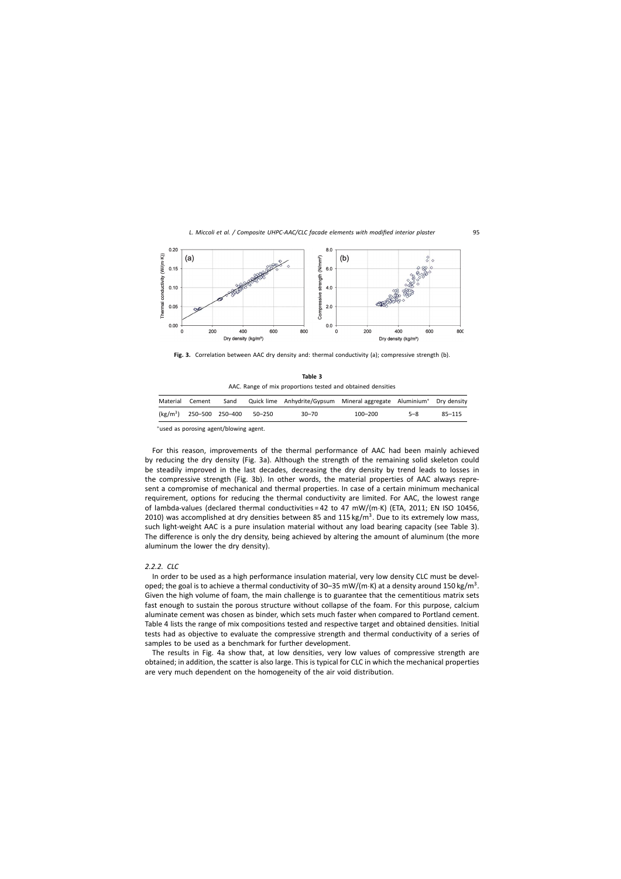**Fig. 3.** Correlation between AAC dry density and: thermal conductivity (a); compressive strength (b).

**Table 3**
AAC. Range of mix proportions tested and obtained densities

| Material | Cement | Sand | Quick lime | Anhydrite/Gypsum | Mineral aggregate | Aluminium* | Dry density |
|---|---|---|---|---|---|---|---|
| ($kg/m^3$) | 250–500 | 250–400 | 50–250 | 30–70 | 100–200 | 5–8 | 85–115 |

*used as porosing agent/blowing agent.

For this reason, improvements of the thermal performance of AAC had been mainly achieved by reducing the dry density (Fig. 3a). Although the strength of the remaining solid skeleton could be steadily improved in the last decades, decreasing the dry density by trend leads to losses in the compressive strength (Fig. 3b). In other words, the material properties of AAC always represent a compromise of mechanical and thermal properties. In case of a certain minimum mechanical requirement, options for reducing the thermal conductivity are limited. For AAC, the lowest range of lambda-values (declared thermal conductivities = 42 to 47 mW/(m·K) (ETA, 2011; EN ISO 10456, 2010) was accomplished at dry densities between 85 and 115 $kg/m^3$. Due to its extremely low mass, such light-weight AAC is a pure insulation material without any load bearing capacity (see Table 3). The difference is only the dry density, being achieved by altering the amount of aluminum (the more aluminum the lower the dry density).

### *2.2.2. CLC*

In order to be used as a high performance insulation material, very low density CLC must be developed; the goal is to achieve a thermal conductivity of 30–35 mW/(m·K) at a density around 150 $kg/m^3$. Given the high volume of foam, the main challenge is to guarantee that the cementitious matrix sets fast enough to sustain the porous structure without collapse of the foam. For this purpose, calcium aluminate cement was chosen as binder, which sets much faster when compared to Portland cement. Table 4 lists the range of mix compositions tested and respective target and obtained densities. Initial tests had as objective to evaluate the compressive strength and thermal conductivity of a series of samples to be used as a benchmark for further development.

The results in Fig. 4a show that, at low densities, very low values of compressive strength are obtained; in addition, the scatter is also large. This is typical for CLC in which the mechanical properties are very much dependent on the homogeneity of the air void distribution.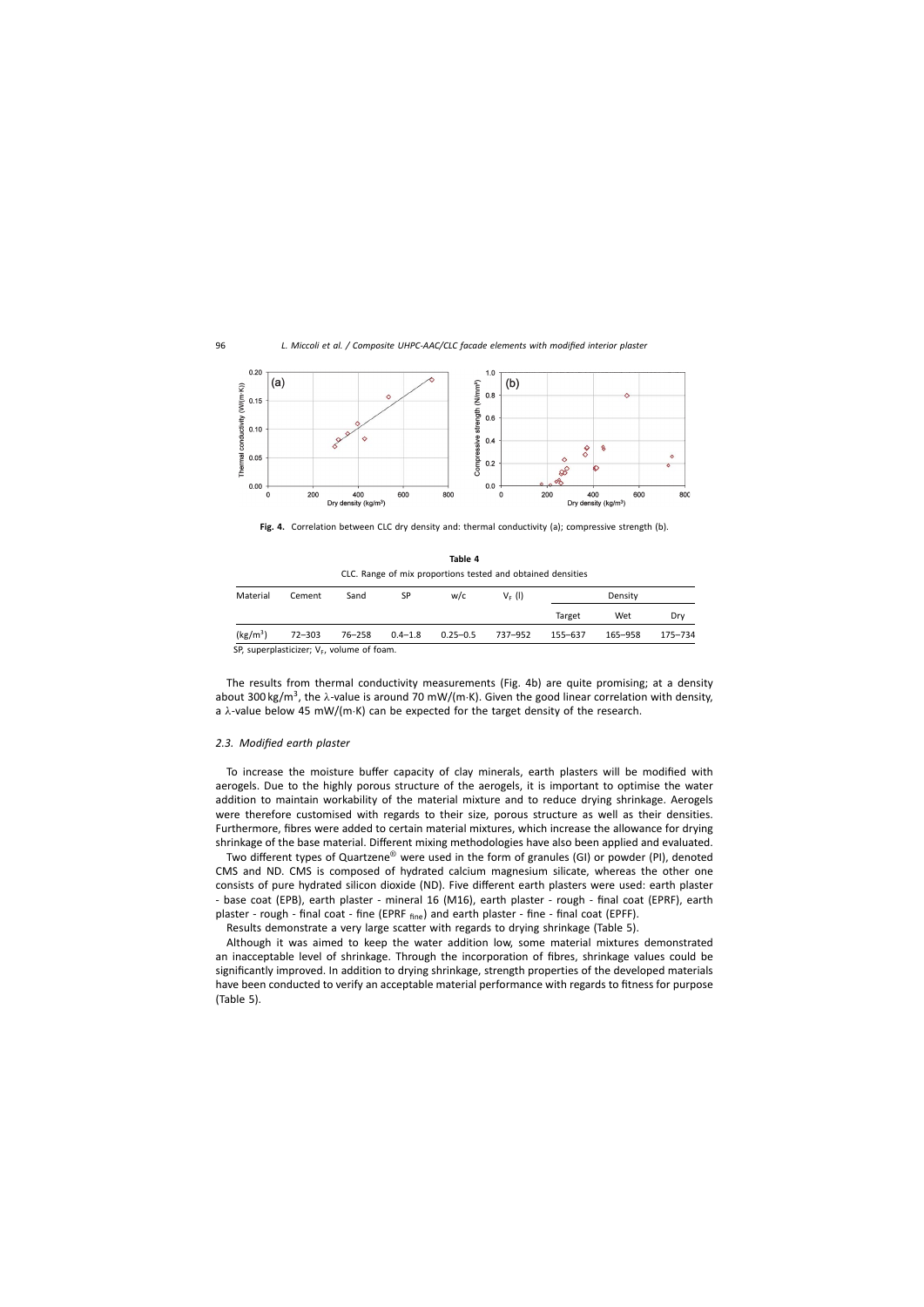**Fig. 4.** Correlation between CLC dry density and: thermal conductivity (a); compressive strength (b).

**Table 4**

CLC. Range of mix proportions tested and obtained densities

| Material | Cement | Sand | SP | w/c | $V_F$ (l) | Density | | |
|---|---|---|---|---|---|---|---|---|
| | | | | | | Target | Wet | Dry |
| (kg/m$^3$) | 72–303 | 76–258 | 0.4–1.8 | 0.25–0.5 | 737–952 | 155–637 | 165–958 | 175–734 |

SP, superplasticizer; $V_F$, volume of foam.

The results from thermal conductivity measurements (Fig. 4b) are quite promising; at a density about 300 kg/m$^3$, the $\lambda$-value is around 70 mW/(m·K). Given the good linear correlation with density, a $\lambda$-value below 45 mW/(m·K) can be expected for the target density of the research.

### 2.3. Modified earth plaster

To increase the moisture buffer capacity of clay minerals, earth plasters will be modified with aerogels. Due to the highly porous structure of the aerogels, it is important to optimise the water addition to maintain workability of the material mixture and to reduce drying shrinkage. Aerogels were therefore customised with regards to their size, porous structure as well as their densities. Furthermore, fibres were added to certain material mixtures, which increase the allowance for drying shrinkage of the base material. Different mixing methodologies have also been applied and evaluated.

Two different types of Quartzene® were used in the form of granules (Gl) or powder (Pl), denoted CMS and ND. CMS is composed of hydrated calcium magnesium silicate, whereas the other one consists of pure hydrated silicon dioxide (ND). Five different earth plasters were used: earth plaster - base coat (EPB), earth plaster - mineral 16 (M16), earth plaster - rough - final coat (EPRF), earth plaster - rough - final coat - fine (EPRF $_{fine}$) and earth plaster - fine - final coat (EPFF).

Results demonstrate a very large scatter with regards to drying shrinkage (Table 5).

Although it was aimed to keep the water addition low, some material mixtures demonstrated an inacceptable level of shrinkage. Through the incorporation of fibres, shrinkage values could be significantly improved. In addition to drying shrinkage, strength properties of the developed materials have been conducted to verify an acceptable material performance with regards to fitness for purpose (Table 5).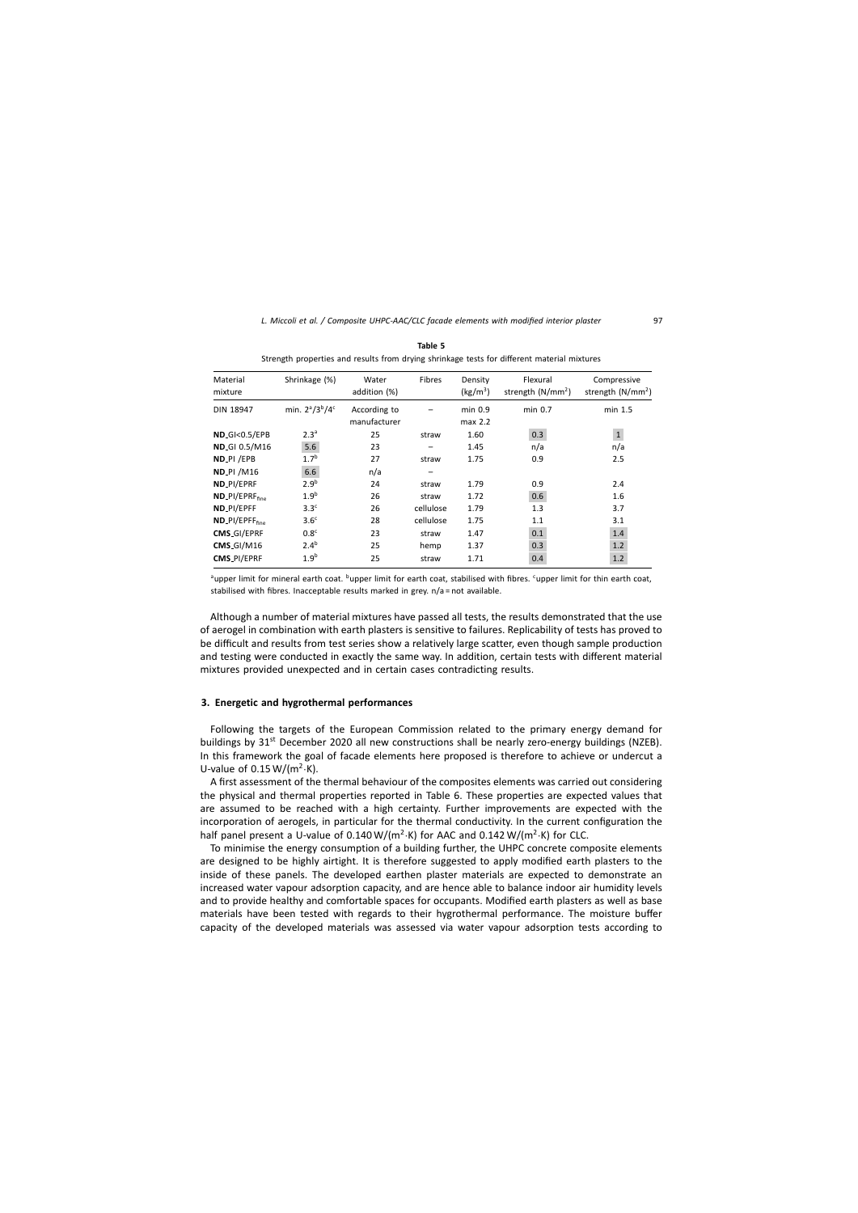**Table 5**

Strength properties and results from drying shrinkage tests for different material mixtures

| Material mixture | Shrinkage (%) | Water addition (%) | Fibres | Density (kg/m$^3$) | Flexural strength (N/mm$^2$) | Compressive strength (N/mm$^2$) |
|---|---|---|---|---|---|---|
| DIN 18947 | min. 2[a]/3[b]/4[c] | According to manufacturer | – | min 0.9 max 2.2 | min 0.7 | min 1.5 |
| **ND**_GI<0.5/EPB | 2.3[a] | 25 | straw | 1.60 | 0.3 | 1 |
| **ND**_GI 0.5/M16 | 5.6 | 23 | – | 1.45 | n/a | n/a |
| **ND**_PI /EPB | 1.7[b] | 27 | straw | 1.75 | 0.9 | 2.5 |
| **ND**_PI /M16 | 6.6 | n/a | – | | | |
| **ND**_PI/EPRF | 2.9[b] | 24 | straw | 1.79 | 0.9 | 2.4 |
| **ND**_PI/EPRF$_{fine}$ | 1.9[b] | 26 | straw | 1.72 | 0.6 | 1.6 |
| **ND**_PI/EPFF | 3.3[c] | 26 | cellulose | 1.79 | 1.3 | 3.7 |
| **ND**_PI/EPFF$_{fine}$ | 3.6[c] | 28 | cellulose | 1.75 | 1.1 | 3.1 |
| **CMS**_GI/EPRF | 0.8[c] | 23 | straw | 1.47 | 0.1 | 1.4 |
| **CMS**_GI/M16 | 2.4[b] | 25 | hemp | 1.37 | 0.3 | 1.2 |
| **CMS**_PI/EPRF | 1.9[b] | 25 | straw | 1.71 | 0.4 | 1.2 |

[a]upper limit for mineral earth coat. [b]upper limit for earth coat, stabilised with fibres. [c]upper limit for thin earth coat, stabilised with fibres. Inacceptable results marked in grey. n/a = not available.

Although a number of material mixtures have passed all tests, the results demonstrated that the use of aerogel in combination with earth plasters is sensitive to failures. Replicability of tests has proved to be difficult and results from test series show a relatively large scatter, even though sample production and testing were conducted in exactly the same way. In addition, certain tests with different material mixtures provided unexpected and in certain cases contradicting results.

## 3. Energetic and hygrothermal performances

Following the targets of the European Commission related to the primary energy demand for buildings by 31st December 2020 all new constructions shall be nearly zero-energy buildings (NZEB). In this framework the goal of facade elements here proposed is therefore to achieve or undercut a U-value of 0.15 W/(m$^2$·K).

A first assessment of the thermal behaviour of the composites elements was carried out considering the physical and thermal properties reported in Table 6. These properties are expected values that are assumed to be reached with a high certainty. Further improvements are expected with the incorporation of aerogels, in particular for the thermal conductivity. In the current configuration the half panel present a U-value of 0.140 W/(m$^2$·K) for AAC and 0.142 W/(m$^2$·K) for CLC.

To minimise the energy consumption of a building further, the UHPC concrete composite elements are designed to be highly airtight. It is therefore suggested to apply modified earth plasters to the inside of these panels. The developed earthen plaster materials are expected to demonstrate an increased water vapour adsorption capacity, and are hence able to balance indoor air humidity levels and to provide healthy and comfortable spaces for occupants. Modified earth plasters as well as base materials have been tested with regards to their hygrothermal performance. The moisture buffer capacity of the developed materials was assessed via water vapour adsorption tests according to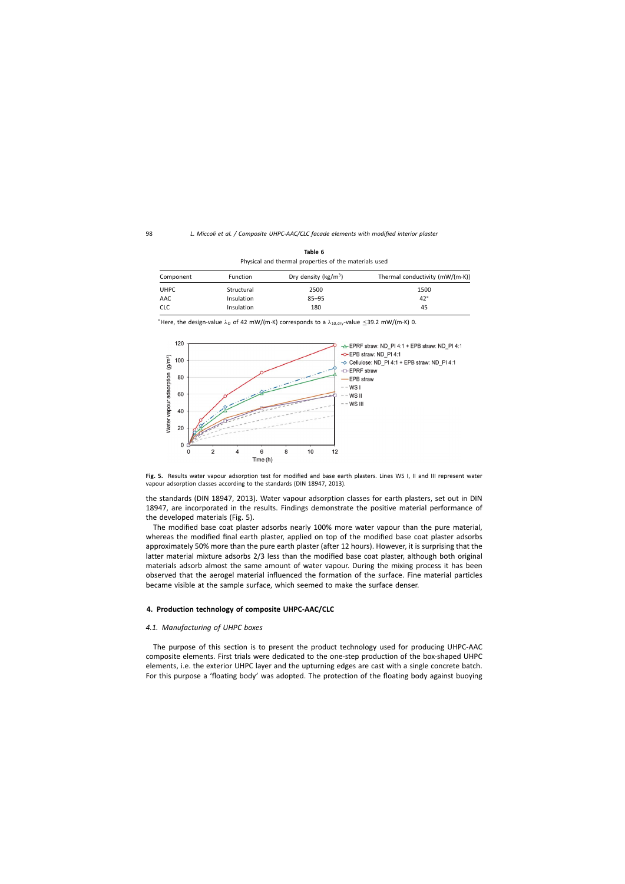**Table 6**
Physical and thermal properties of the materials used

| Component | Function | Dry density (kg/m³) | Thermal conductivity (mW/(m·K)) |
|---|---|---|---|
| UHPC | Structural | 2500 | 1500 |
| AAC | Insulation | 85–95 | 42* |
| CLC | Insulation | 180 | 45 |

*Here, the design-value $\lambda_D$ of 42 mW/(m·K) corresponds to a $\lambda_{10,dry}$-value ≤39.2 mW/(m·K) 0.

**Fig. 5.** Results water vapour adsorption test for modified and base earth plasters. Lines WS I, II and III represent water vapour adsorption classes according to the standards (DIN 18947, 2013).

the standards (DIN 18947, 2013). Water vapour adsorption classes for earth plasters, set out in DIN 18947, are incorporated in the results. Findings demonstrate the positive material performance of the developed materials (Fig. 5).

The modified base coat plaster adsorbs nearly 100% more water vapour than the pure material, whereas the modified final earth plaster, applied on top of the modified base coat plaster adsorbs approximately 50% more than the pure earth plaster (after 12 hours). However, it is surprising that the latter material mixture adsorbs 2/3 less than the modified base coat plaster, although both original materials adsorb almost the same amount of water vapour. During the mixing process it has been observed that the aerogel material influenced the formation of the surface. Fine material particles became visible at the sample surface, which seemed to make the surface denser.

## 4. Production technology of composite UHPC-AAC/CLC

### *4.1. Manufacturing of UHPC boxes*

The purpose of this section is to present the product technology used for producing UHPC-AAC composite elements. First trials were dedicated to the one-step production of the box-shaped UHPC elements, i.e. the exterior UHPC layer and the upturning edges are cast with a single concrete batch. For this purpose a 'floating body' was adopted. The protection of the floating body against buoying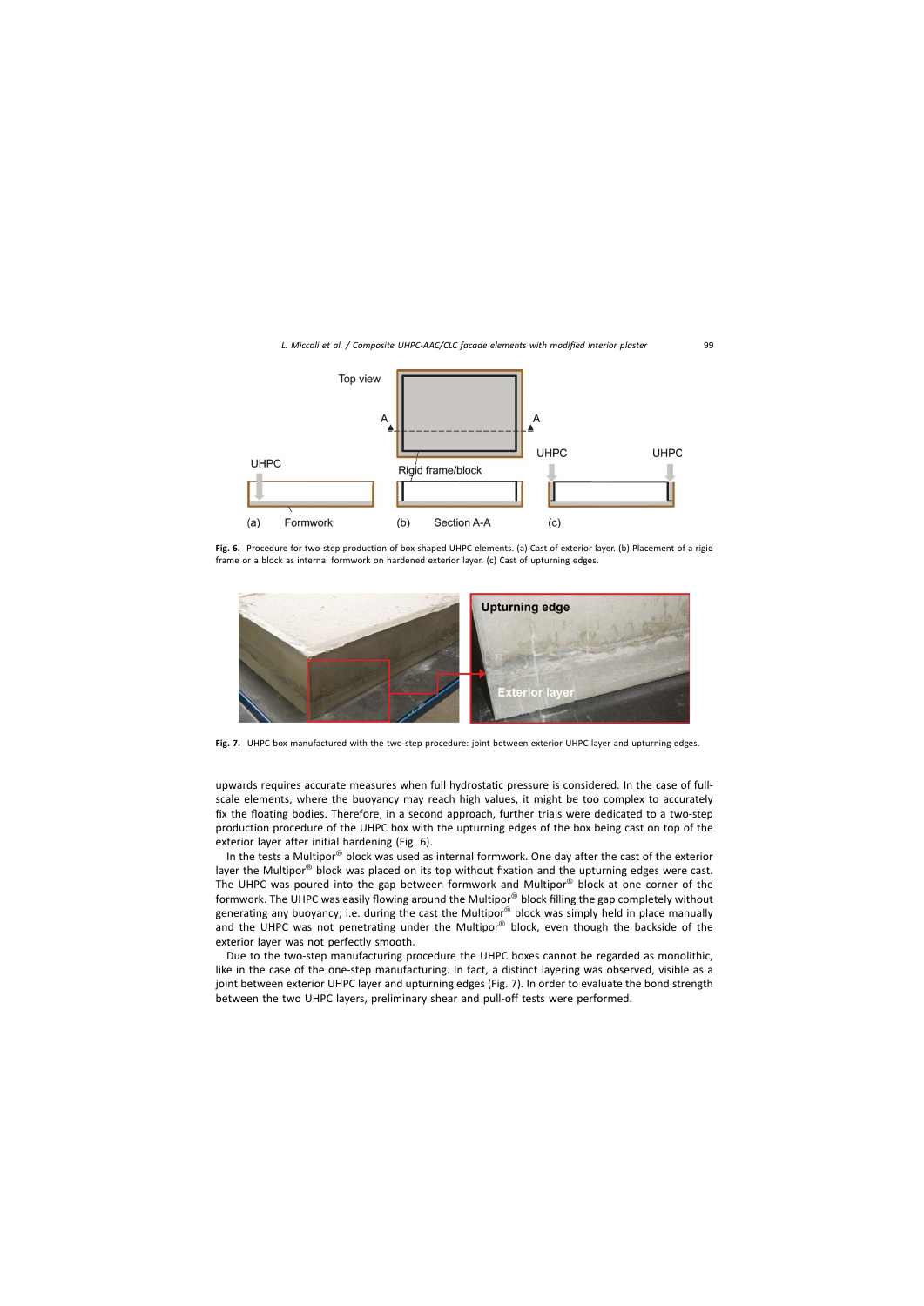**Fig. 6.** Procedure for two-step production of box-shaped UHPC elements. (a) Cast of exterior layer. (b) Placement of a rigid frame or a block as internal formwork on hardened exterior layer. (c) Cast of upturning edges.

**Fig. 7.** UHPC box manufactured with the two-step procedure: joint between exterior UHPC layer and upturning edges.

upwards requires accurate measures when full hydrostatic pressure is considered. In the case of full-scale elements, where the buoyancy may reach high values, it might be too complex to accurately fix the floating bodies. Therefore, in a second approach, further trials were dedicated to a two-step production procedure of the UHPC box with the upturning edges of the box being cast on top of the exterior layer after initial hardening (Fig. 6).

In the tests a Multipor® block was used as internal formwork. One day after the cast of the exterior layer the Multipor® block was placed on its top without fixation and the upturning edges were cast. The UHPC was poured into the gap between formwork and Multipor® block at one corner of the formwork. The UHPC was easily flowing around the Multipor® block filling the gap completely without generating any buoyancy; i.e. during the cast the Multipor® block was simply held in place manually and the UHPC was not penetrating under the Multipor® block, even though the backside of the exterior layer was not perfectly smooth.

Due to the two-step manufacturing procedure the UHPC boxes cannot be regarded as monolithic, like in the case of the one-step manufacturing. In fact, a distinct layering was observed, visible as a joint between exterior UHPC layer and upturning edges (Fig. 7). In order to evaluate the bond strength between the two UHPC layers, preliminary shear and pull-off tests were performed.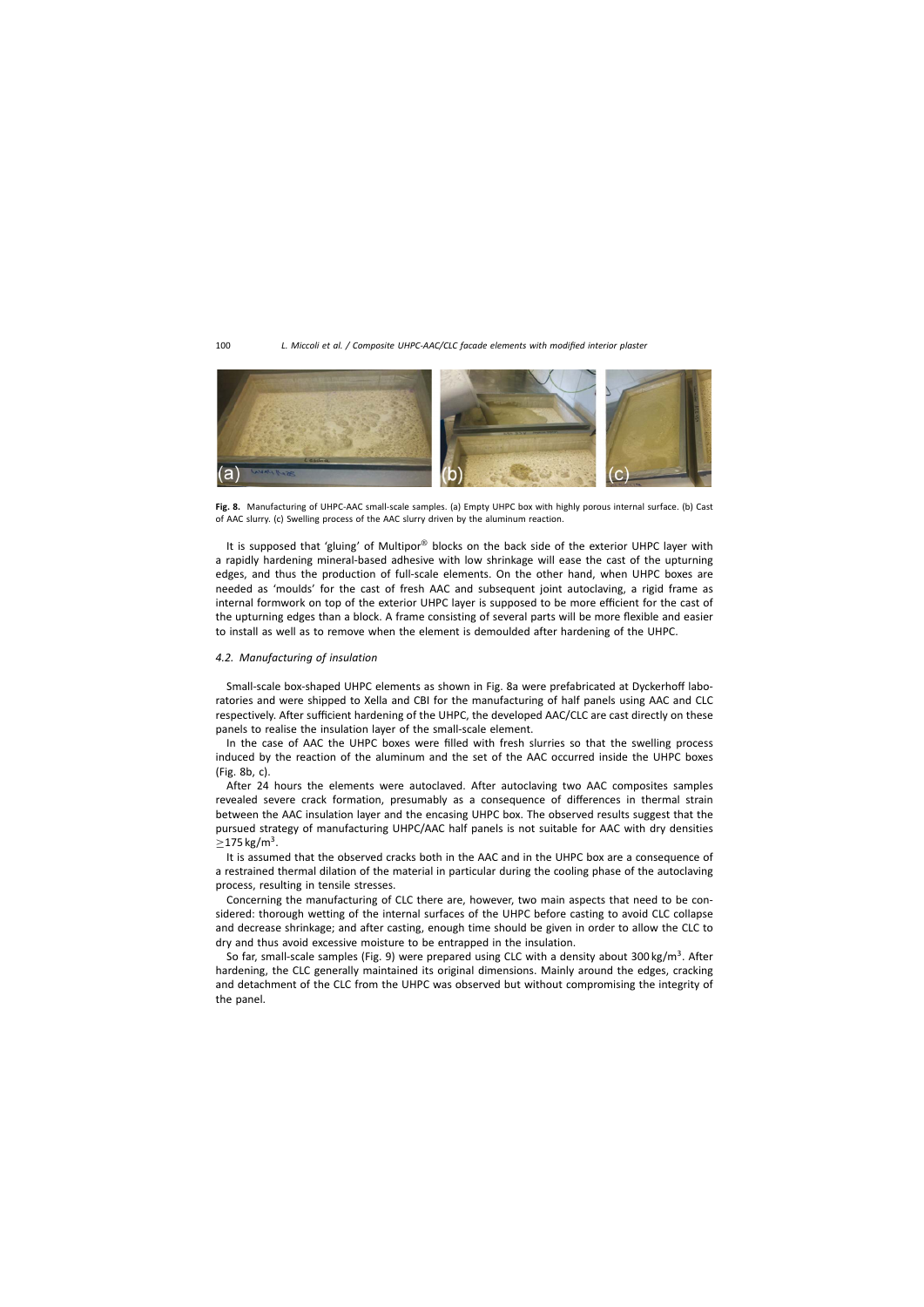**Fig. 8.** Manufacturing of UHPC-AAC small-scale samples. (a) Empty UHPC box with highly porous internal surface. (b) Cast of AAC slurry. (c) Swelling process of the AAC slurry driven by the aluminum reaction.

It is supposed that 'gluing' of Multipor® blocks on the back side of the exterior UHPC layer with a rapidly hardening mineral-based adhesive with low shrinkage will ease the cast of the upturning edges, and thus the production of full-scale elements. On the other hand, when UHPC boxes are needed as 'moulds' for the cast of fresh AAC and subsequent joint autoclaving, a rigid frame as internal formwork on top of the exterior UHPC layer is supposed to be more efficient for the cast of the upturning edges than a block. A frame consisting of several parts will be more flexible and easier to install as well as to remove when the element is demoulded after hardening of the UHPC.

### *4.2. Manufacturing of insulation*

Small-scale box-shaped UHPC elements as shown in Fig. 8a were prefabricated at Dyckerhoff laboratories and were shipped to Xella and CBI for the manufacturing of half panels using AAC and CLC respectively. After sufficient hardening of the UHPC, the developed AAC/CLC are cast directly on these panels to realise the insulation layer of the small-scale element.

In the case of AAC the UHPC boxes were filled with fresh slurries so that the swelling process induced by the reaction of the aluminum and the set of the AAC occurred inside the UHPC boxes (Fig. 8b, c).

After 24 hours the elements were autoclaved. After autoclaving two AAC composites samples revealed severe crack formation, presumably as a consequence of differences in thermal strain between the AAC insulation layer and the encasing UHPC box. The observed results suggest that the pursued strategy of manufacturing UHPC/AAC half panels is not suitable for AAC with dry densities $\geq$175 kg/m$^3$.

It is assumed that the observed cracks both in the AAC and in the UHPC box are a consequence of a restrained thermal dilation of the material in particular during the cooling phase of the autoclaving process, resulting in tensile stresses.

Concerning the manufacturing of CLC there are, however, two main aspects that need to be considered: thorough wetting of the internal surfaces of the UHPC before casting to avoid CLC collapse and decrease shrinkage; and after casting, enough time should be given in order to allow the CLC to dry and thus avoid excessive moisture to be entrapped in the insulation.

So far, small-scale samples (Fig. 9) were prepared using CLC with a density about 300 kg/m$^3$. After hardening, the CLC generally maintained its original dimensions. Mainly around the edges, cracking and detachment of the CLC from the UHPC was observed but without compromising the integrity of the panel.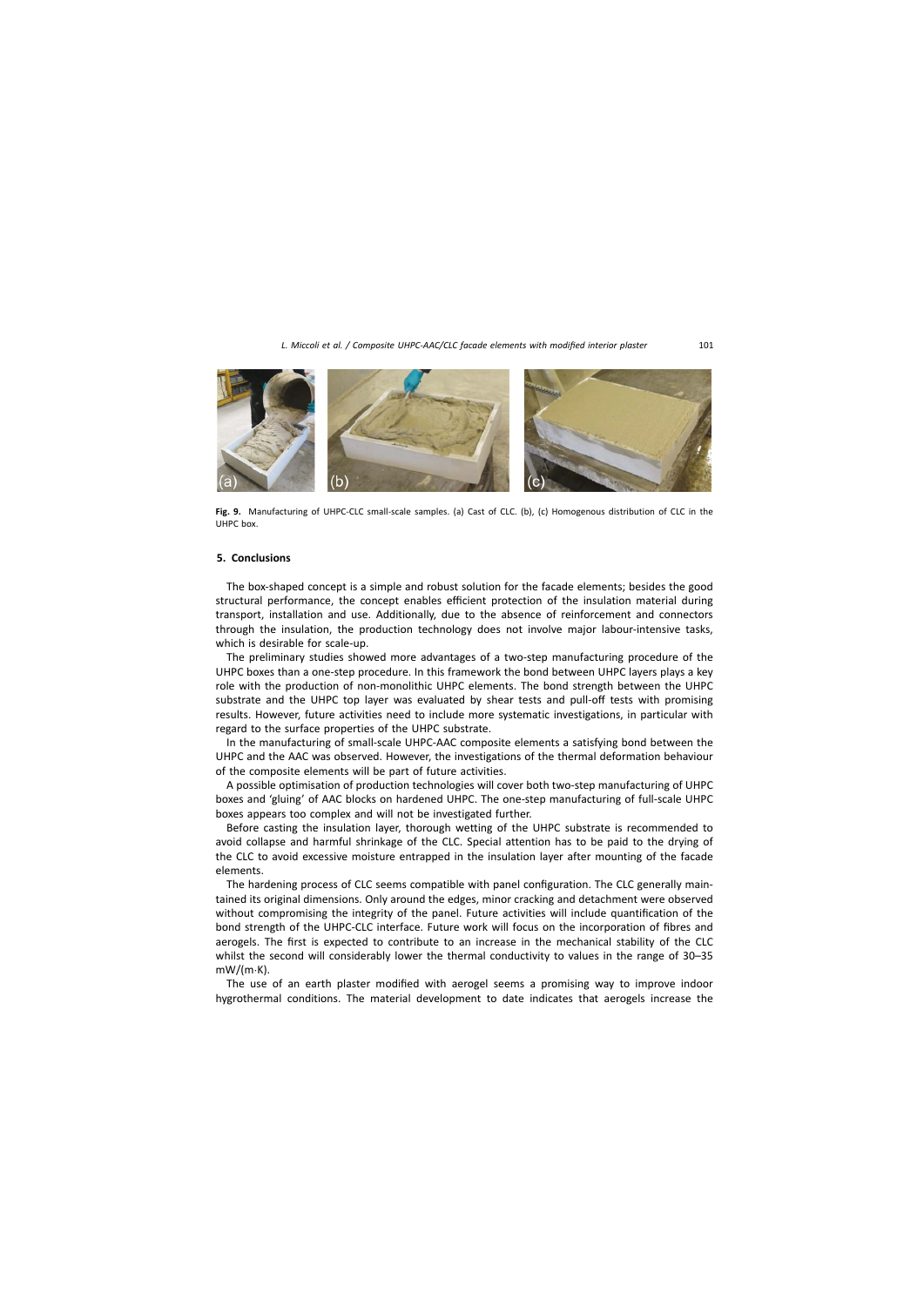Fig. 9. Manufacturing of UHPC-CLC small-scale samples. (a) Cast of CLC. (b), (c) Homogenous distribution of CLC in the UHPC box.

## 5. Conclusions

The box-shaped concept is a simple and robust solution for the facade elements; besides the good structural performance, the concept enables efficient protection of the insulation material during transport, installation and use. Additionally, due to the absence of reinforcement and connectors through the insulation, the production technology does not involve major labour-intensive tasks, which is desirable for scale-up.

The preliminary studies showed more advantages of a two-step manufacturing procedure of the UHPC boxes than a one-step procedure. In this framework the bond between UHPC layers plays a key role with the production of non-monolithic UHPC elements. The bond strength between the UHPC substrate and the UHPC top layer was evaluated by shear tests and pull-off tests with promising results. However, future activities need to include more systematic investigations, in particular with regard to the surface properties of the UHPC substrate.

In the manufacturing of small-scale UHPC-AAC composite elements a satisfying bond between the UHPC and the AAC was observed. However, the investigations of the thermal deformation behaviour of the composite elements will be part of future activities.

A possible optimisation of production technologies will cover both two-step manufacturing of UHPC boxes and 'gluing' of AAC blocks on hardened UHPC. The one-step manufacturing of full-scale UHPC boxes appears too complex and will not be investigated further.

Before casting the insulation layer, thorough wetting of the UHPC substrate is recommended to avoid collapse and harmful shrinkage of the CLC. Special attention has to be paid to the drying of the CLC to avoid excessive moisture entrapped in the insulation layer after mounting of the facade elements.

The hardening process of CLC seems compatible with panel configuration. The CLC generally maintained its original dimensions. Only around the edges, minor cracking and detachment were observed without compromising the integrity of the panel. Future activities will include quantification of the bond strength of the UHPC-CLC interface. Future work will focus on the incorporation of fibres and aerogels. The first is expected to contribute to an increase in the mechanical stability of the CLC whilst the second will considerably lower the thermal conductivity to values in the range of 30–35 mW/(m·K).

The use of an earth plaster modified with aerogel seems a promising way to improve indoor hygrothermal conditions. The material development to date indicates that aerogels increase the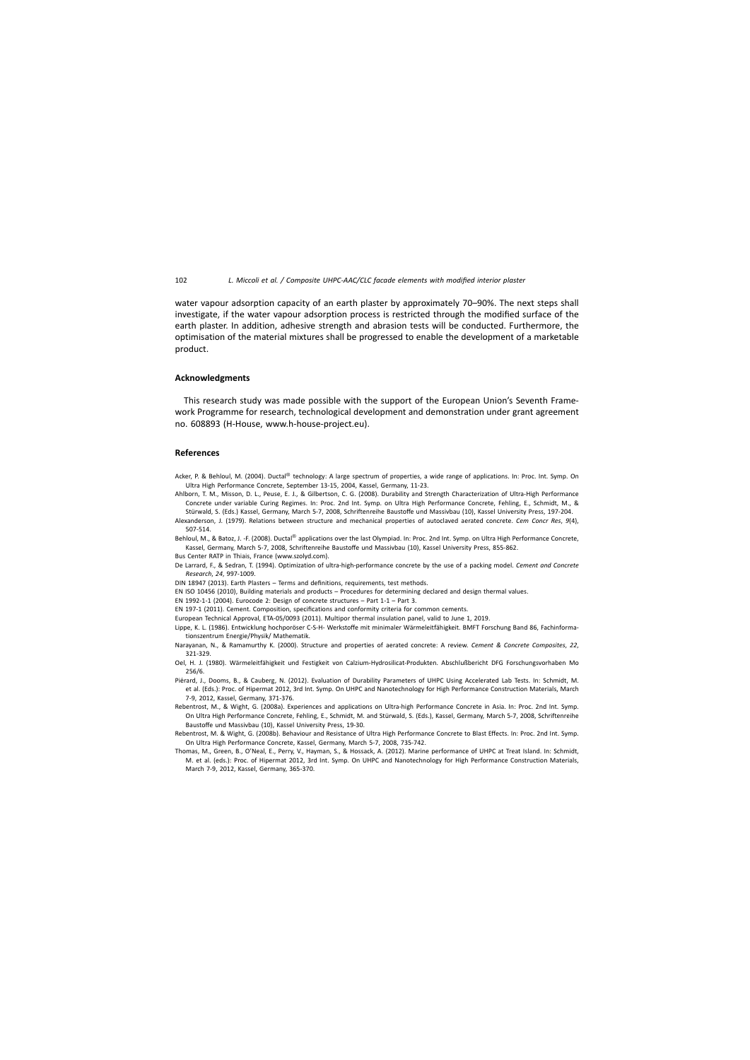water vapour adsorption capacity of an earth plaster by approximately 70–90%. The next steps shall investigate, if the water vapour adsorption process is restricted through the modified surface of the earth plaster. In addition, adhesive strength and abrasion tests will be conducted. Furthermore, the optimisation of the material mixtures shall be progressed to enable the development of a marketable product.

## Acknowledgments

This research study was made possible with the support of the European Union's Seventh Framework Programme for research, technological development and demonstration under grant agreement no. 608893 (H-House, www.h-house-project.eu).

## References

Acker, P. & Behloul, M. (2004). Ductal® technology: A large spectrum of properties, a wide range of applications. In: Proc. Int. Symp. On Ultra High Performance Concrete, September 13-15, 2004, Kassel, Germany, 11-23.

Ahlborn, T. M., Misson, D. L., Peuse, E. J., & Gilbertson, C. G. (2008). Durability and Strength Characterization of Ultra-High Performance Concrete under variable Curing Regimes. In: Proc. 2nd Int. Symp. on Ultra High Performance Concrete, Fehling, E., Schmidt, M., & Stürwald, S. (Eds.) Kassel, Germany, March 5-7, 2008, Schriftenreihe Baustoffe und Massivbau (10), Kassel University Press, 197-204.

Alexanderson, J. (1979). Relations between structure and mechanical properties of autoclaved aerated concrete. *Cem Concr Res*, *9*(4), 507-514.

Behloul, M., & Batoz, J. -F. (2008). Ductal® applications over the last Olympiad. In: Proc. 2nd Int. Symp. on Ultra High Performance Concrete, Kassel, Germany, March 5-7, 2008, Schriftenreihe Baustoffe und Massivbau (10), Kassel University Press, 855-862.

Bus Center RATP in Thiais, France (www.szolyd.com).

De Larrard, F., & Sedran, T. (1994). Optimization of ultra-high-performance concrete by the use of a packing model. *Cement and Concrete Research*, *24*, 997-1009.

DIN 18947 (2013). Earth Plasters – Terms and definitions, requirements, test methods.

EN ISO 10456 (2010), Building materials and products – Procedures for determining declared and design thermal values.

EN 1992-1-1 (2004). Eurocode 2: Design of concrete structures – Part 1-1 – Part 3.

EN 197-1 (2011). Cement. Composition, specifications and conformity criteria for common cements.

European Technical Approval, ETA-05/0093 (2011). Multipor thermal insulation panel, valid to June 1, 2019.

Lippe, K. L. (1986). Entwicklung hochporöser C-S-H- Werkstoffe mit minimaler Wärmeleitfähigkeit. BMFT Forschung Band 86, Fachinformationszentrum Energie/Physik/ Mathematik.

Narayanan, N., & Ramamurthy K. (2000). Structure and properties of aerated concrete: A review. *Cement & Concrete Composites*, *22*, 321-329.

Oel, H. J. (1980). Wärmeleitfähigkeit und Festigkeit von Calzium-Hydrosilicat-Produkten. Abschlußbericht DFG Forschungsvorhaben Mo 256/6.

Piérard, J., Dooms, B., & Cauberg, N. (2012). Evaluation of Durability Parameters of UHPC Using Accelerated Lab Tests. In: Schmidt, M. et al. (Eds.): Proc. of Hipermat 2012, 3rd Int. Symp. On UHPC and Nanotechnology for High Performance Construction Materials, March 7-9, 2012, Kassel, Germany, 371-376.

Rebentrost, M., & Wight, G. (2008a). Experiences and applications on Ultra-high Performance Concrete in Asia. In: Proc. 2nd Int. Symp. On Ultra High Performance Concrete, Fehling, E., Schmidt, M. and Stürwald, S. (Eds.), Kassel, Germany, March 5-7, 2008, Schriftenreihe Baustoffe und Massivbau (10), Kassel University Press, 19-30.

Rebentrost, M. & Wight, G. (2008b). Behaviour and Resistance of Ultra High Performance Concrete to Blast Effects. In: Proc. 2nd Int. Symp. On Ultra High Performance Concrete, Kassel, Germany, March 5-7, 2008, 735-742.

Thomas, M., Green, B., O'Neal, E., Perry, V., Hayman, S., & Hossack, A. (2012). Marine performance of UHPC at Treat Island. In: Schmidt, M. et al. (eds.): Proc. of Hipermat 2012, 3rd Int. Symp. On UHPC and Nanotechnology for High Performance Construction Materials, March 7-9, 2012, Kassel, Germany, 365-370.